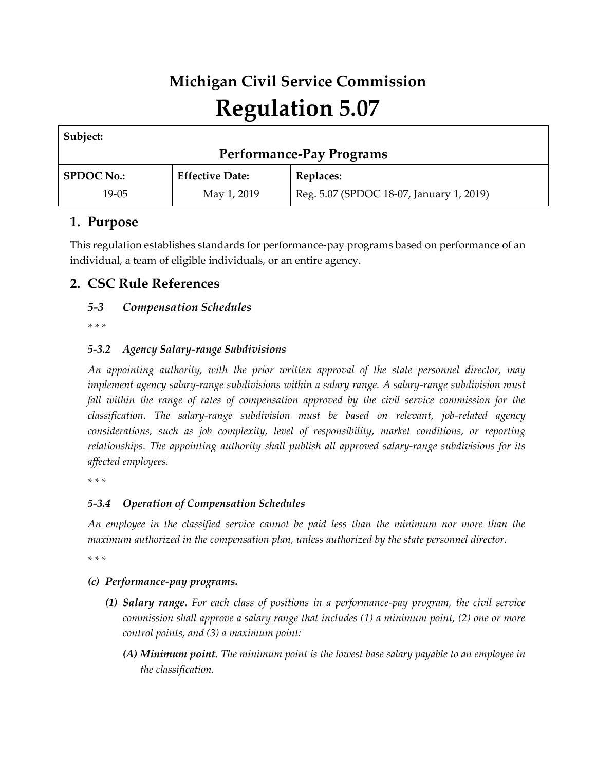# Michigan Civil Service Commission

# Regulation 5.07

| **Subject:** | | |
|---|---|---|
| **Performance-Pay Programs** | | |
| **SPDOC No.:** | **Effective Date:** | **Replaces:** |
| 19-05 | May 1, 2019 | Reg. 5.07 (SPDOC 18-07, January 1, 2019) |

## 1. Purpose

This regulation establishes standards for performance-pay programs based on performance of an individual, a team of eligible individuals, or an entire agency.

## 2. CSC Rule References

### *5-3 Compensation Schedules*

\* \* \*

#### *5-3.2 Agency Salary-range Subdivisions*

*An appointing authority, with the prior written approval of the state personnel director, may implement agency salary-range subdivisions within a salary range. A salary-range subdivision must fall within the range of rates of compensation approved by the civil service commission for the classification. The salary-range subdivision must be based on relevant, job-related agency considerations, such as job complexity, level of responsibility, market conditions, or reporting relationships. The appointing authority shall publish all approved salary-range subdivisions for its affected employees.*

\* \* \*

#### *5-3.4 Operation of Compensation Schedules*

*An employee in the classified service cannot be paid less than the minimum nor more than the maximum authorized in the compensation plan, unless authorized by the state personnel director.*

\* \* \*

***(c) Performance-pay programs.***

- ***(1) Salary range.*** *For each class of positions in a performance-pay program, the civil service commission shall approve a salary range that includes (1) a minimum point, (2) one or more control points, and (3) a maximum point:*
  - ***(A) Minimum point.*** *The minimum point is the lowest base salary payable to an employee in the classification.*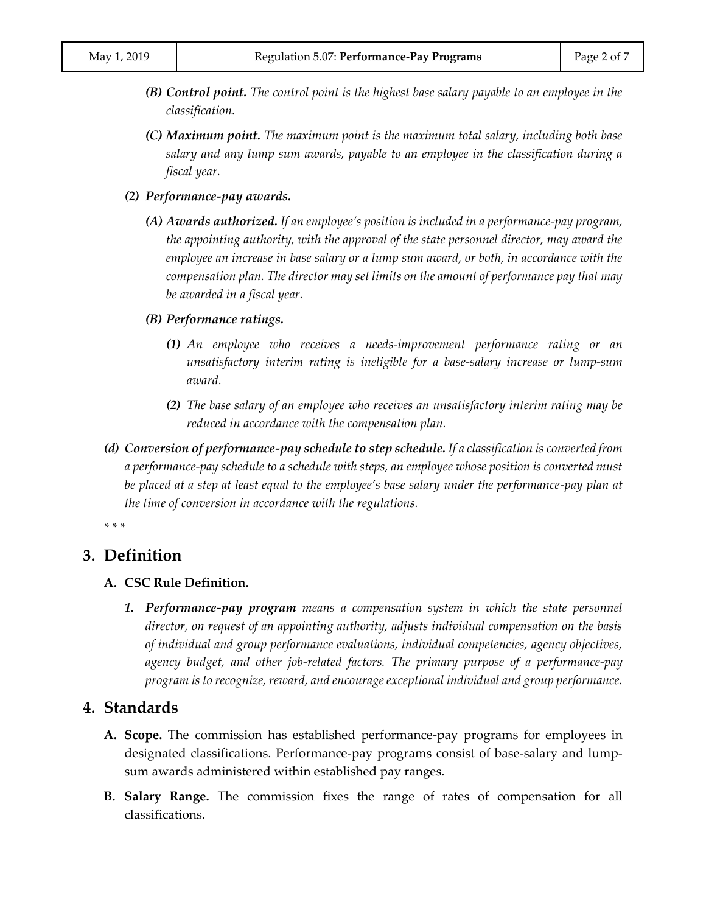*(B)* ***Control point.*** *The control point is the highest base salary payable to an employee in the classification.*

*(C)* ***Maximum point.*** *The maximum point is the maximum total salary, including both base salary and any lump sum awards, payable to an employee in the classification during a fiscal year.*

***(2) Performance-pay awards.***

*(A)* ***Awards authorized.*** *If an employee's position is included in a performance-pay program, the appointing authority, with the approval of the state personnel director, may award the employee an increase in base salary or a lump sum award, or both, in accordance with the compensation plan. The director may set limits on the amount of performance pay that may be awarded in a fiscal year.*

***(B) Performance ratings.***

*(1) An employee who receives a needs-improvement performance rating or an unsatisfactory interim rating is ineligible for a base-salary increase or lump-sum award.*

*(2) The base salary of an employee who receives an unsatisfactory interim rating may be reduced in accordance with the compensation plan.*

*(d)* ***Conversion of performance-pay schedule to step schedule.*** *If a classification is converted from a performance-pay schedule to a schedule with steps, an employee whose position is converted must be placed at a step at least equal to the employee's base salary under the performance-pay plan at the time of conversion in accordance with the regulations.*

*\* \* \**

## 3. Definition

### A. CSC Rule Definition.

1. ***Performance-pay program*** *means a compensation system in which the state personnel director, on request of an appointing authority, adjusts individual compensation on the basis of individual and group performance evaluations, individual competencies, agency objectives, agency budget, and other job-related factors. The primary purpose of a performance-pay program is to recognize, reward, and encourage exceptional individual and group performance.*

## 4. Standards

**A. Scope.** The commission has established performance-pay programs for employees in designated classifications. Performance-pay programs consist of base-salary and lump-sum awards administered within established pay ranges.

**B. Salary Range.** The commission fixes the range of rates of compensation for all classifications.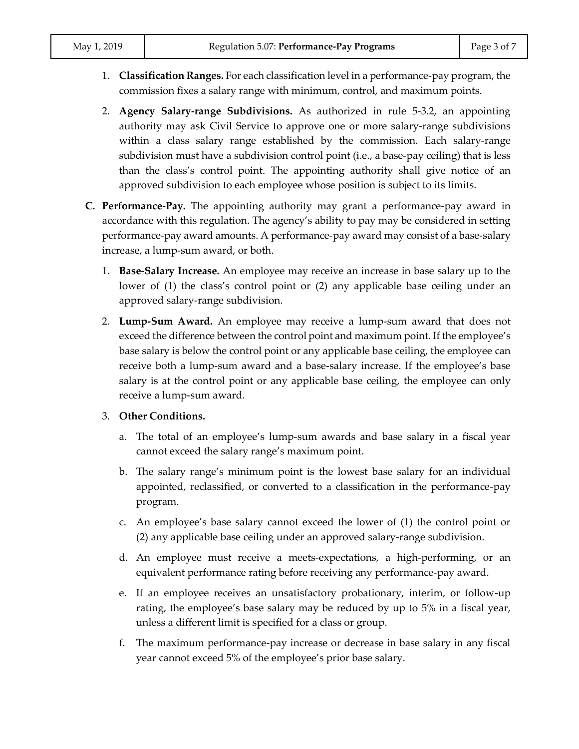1. **Classification Ranges.** For each classification level in a performance-pay program, the commission fixes a salary range with minimum, control, and maximum points.

2. **Agency Salary-range Subdivisions.** As authorized in rule 5-3.2, an appointing authority may ask Civil Service to approve one or more salary-range subdivisions within a class salary range established by the commission. Each salary-range subdivision must have a subdivision control point (i.e., a base-pay ceiling) that is less than the class's control point. The appointing authority shall give notice of an approved subdivision to each employee whose position is subject to its limits.

**C. Performance-Pay.** The appointing authority may grant a performance-pay award in accordance with this regulation. The agency's ability to pay may be considered in setting performance-pay award amounts. A performance-pay award may consist of a base-salary increase, a lump-sum award, or both.

1. **Base-Salary Increase.** An employee may receive an increase in base salary up to the lower of (1) the class's control point or (2) any applicable base ceiling under an approved salary-range subdivision.

2. **Lump-Sum Award.** An employee may receive a lump-sum award that does not exceed the difference between the control point and maximum point. If the employee's base salary is below the control point or any applicable base ceiling, the employee can receive both a lump-sum award and a base-salary increase. If the employee's base salary is at the control point or any applicable base ceiling, the employee can only receive a lump-sum award.

3. **Other Conditions.**

   a. The total of an employee's lump-sum awards and base salary in a fiscal year cannot exceed the salary range's maximum point.

   b. The salary range's minimum point is the lowest base salary for an individual appointed, reclassified, or converted to a classification in the performance-pay program.

   c. An employee's base salary cannot exceed the lower of (1) the control point or (2) any applicable base ceiling under an approved salary-range subdivision.

   d. An employee must receive a meets-expectations, a high-performing, or an equivalent performance rating before receiving any performance-pay award.

   e. If an employee receives an unsatisfactory probationary, interim, or follow-up rating, the employee's base salary may be reduced by up to 5% in a fiscal year, unless a different limit is specified for a class or group.

   f. The maximum performance-pay increase or decrease in base salary in any fiscal year cannot exceed 5% of the employee's prior base salary.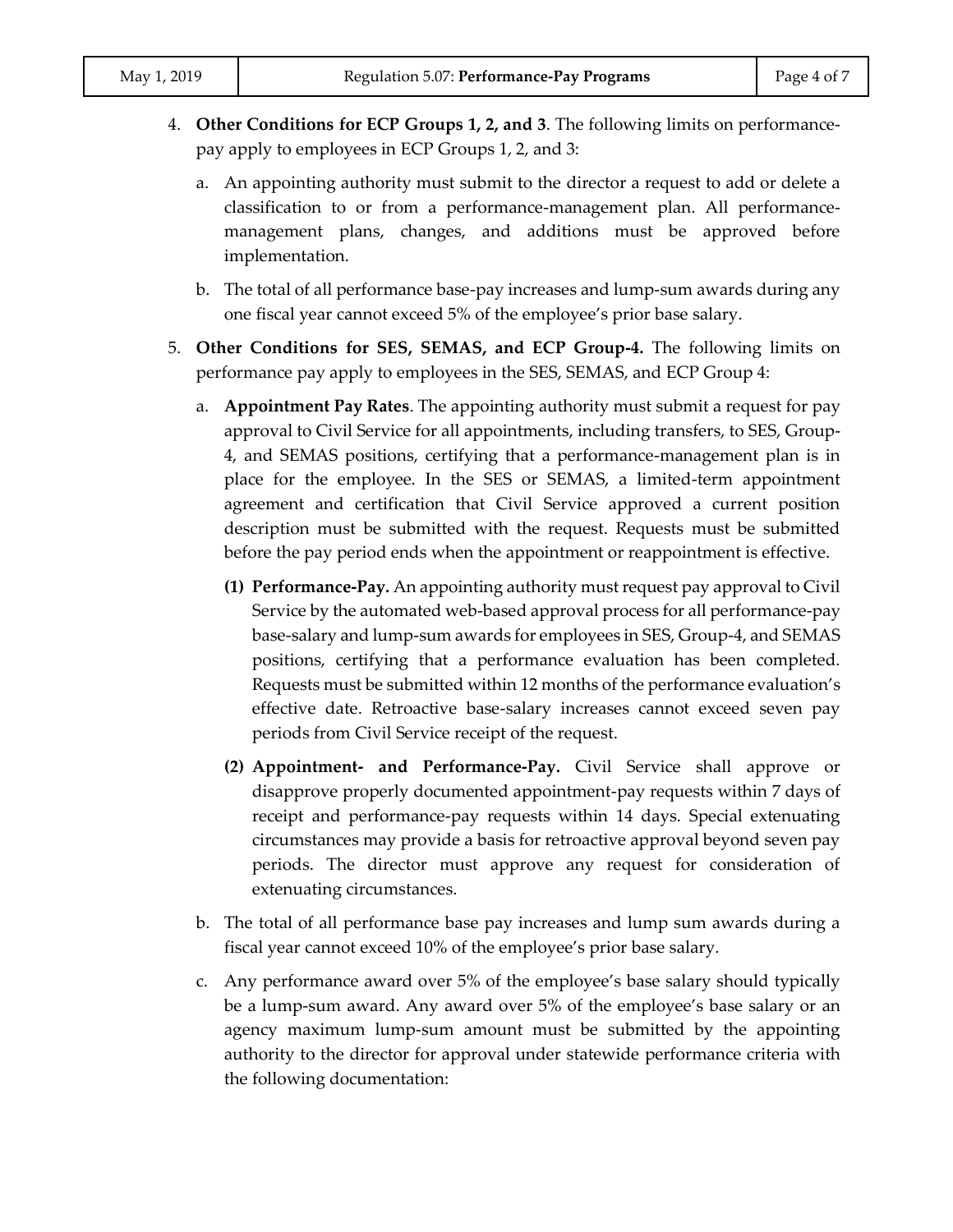4. **Other Conditions for ECP Groups 1, 2, and 3**. The following limits on performance-pay apply to employees in ECP Groups 1, 2, and 3:

   a. An appointing authority must submit to the director a request to add or delete a classification to or from a performance-management plan. All performance-management plans, changes, and additions must be approved before implementation.

   b. The total of all performance base-pay increases and lump-sum awards during any one fiscal year cannot exceed 5% of the employee's prior base salary.

5. **Other Conditions for SES, SEMAS, and ECP Group-4.** The following limits on performance pay apply to employees in the SES, SEMAS, and ECP Group 4:

   a. **Appointment Pay Rates**. The appointing authority must submit a request for pay approval to Civil Service for all appointments, including transfers, to SES, Group-4, and SEMAS positions, certifying that a performance-management plan is in place for the employee. In the SES or SEMAS, a limited-term appointment agreement and certification that Civil Service approved a current position description must be submitted with the request. Requests must be submitted before the pay period ends when the appointment or reappointment is effective.

      **(1) Performance-Pay.** An appointing authority must request pay approval to Civil Service by the automated web-based approval process for all performance-pay base-salary and lump-sum awards for employees in SES, Group-4, and SEMAS positions, certifying that a performance evaluation has been completed. Requests must be submitted within 12 months of the performance evaluation's effective date. Retroactive base-salary increases cannot exceed seven pay periods from Civil Service receipt of the request.

      **(2) Appointment- and Performance-Pay.** Civil Service shall approve or disapprove properly documented appointment-pay requests within 7 days of receipt and performance-pay requests within 14 days. Special extenuating circumstances may provide a basis for retroactive approval beyond seven pay periods. The director must approve any request for consideration of extenuating circumstances.

   b. The total of all performance base pay increases and lump sum awards during a fiscal year cannot exceed 10% of the employee's prior base salary.

   c. Any performance award over 5% of the employee's base salary should typically be a lump-sum award. Any award over 5% of the employee's base salary or an agency maximum lump-sum amount must be submitted by the appointing authority to the director for approval under statewide performance criteria with the following documentation: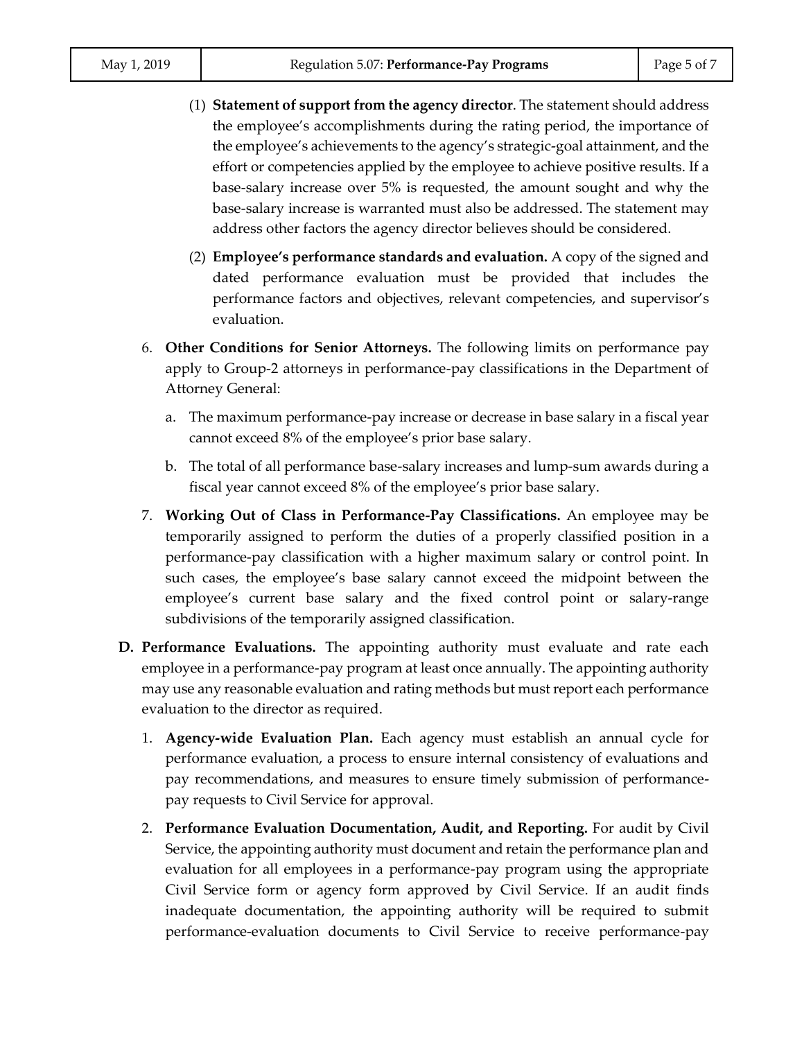(1) **Statement of support from the agency director**. The statement should address the employee's accomplishments during the rating period, the importance of the employee's achievements to the agency's strategic-goal attainment, and the effort or competencies applied by the employee to achieve positive results. If a base-salary increase over 5% is requested, the amount sought and why the base-salary increase is warranted must also be addressed. The statement may address other factors the agency director believes should be considered.

(2) **Employee's performance standards and evaluation.** A copy of the signed and dated performance evaluation must be provided that includes the performance factors and objectives, relevant competencies, and supervisor's evaluation.

6. **Other Conditions for Senior Attorneys.** The following limits on performance pay apply to Group-2 attorneys in performance-pay classifications in the Department of Attorney General:

   a. The maximum performance-pay increase or decrease in base salary in a fiscal year cannot exceed 8% of the employee's prior base salary.

   b. The total of all performance base-salary increases and lump-sum awards during a fiscal year cannot exceed 8% of the employee's prior base salary.

7. **Working Out of Class in Performance-Pay Classifications.** An employee may be temporarily assigned to perform the duties of a properly classified position in a performance-pay classification with a higher maximum salary or control point. In such cases, the employee's base salary cannot exceed the midpoint between the employee's current base salary and the fixed control point or salary-range subdivisions of the temporarily assigned classification.

**D. Performance Evaluations.** The appointing authority must evaluate and rate each employee in a performance-pay program at least once annually. The appointing authority may use any reasonable evaluation and rating methods but must report each performance evaluation to the director as required.

1. **Agency-wide Evaluation Plan.** Each agency must establish an annual cycle for performance evaluation, a process to ensure internal consistency of evaluations and pay recommendations, and measures to ensure timely submission of performance-pay requests to Civil Service for approval.

2. **Performance Evaluation Documentation, Audit, and Reporting.** For audit by Civil Service, the appointing authority must document and retain the performance plan and evaluation for all employees in a performance-pay program using the appropriate Civil Service form or agency form approved by Civil Service. If an audit finds inadequate documentation, the appointing authority will be required to submit performance-evaluation documents to Civil Service to receive performance-pay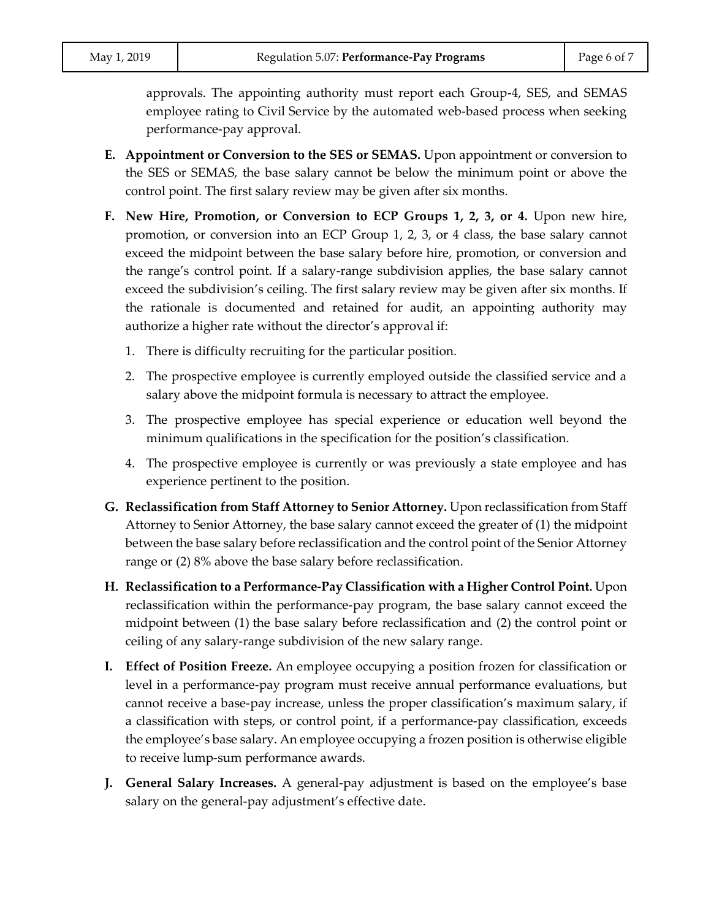approvals. The appointing authority must report each Group-4, SES, and SEMAS employee rating to Civil Service by the automated web-based process when seeking performance-pay approval.

**E. Appointment or Conversion to the SES or SEMAS.** Upon appointment or conversion to the SES or SEMAS, the base salary cannot be below the minimum point or above the control point. The first salary review may be given after six months.

**F. New Hire, Promotion, or Conversion to ECP Groups 1, 2, 3, or 4.** Upon new hire, promotion, or conversion into an ECP Group 1, 2, 3, or 4 class, the base salary cannot exceed the midpoint between the base salary before hire, promotion, or conversion and the range's control point. If a salary-range subdivision applies, the base salary cannot exceed the subdivision's ceiling. The first salary review may be given after six months. If the rationale is documented and retained for audit, an appointing authority may authorize a higher rate without the director's approval if:

1. There is difficulty recruiting for the particular position.
2. The prospective employee is currently employed outside the classified service and a salary above the midpoint formula is necessary to attract the employee.
3. The prospective employee has special experience or education well beyond the minimum qualifications in the specification for the position's classification.
4. The prospective employee is currently or was previously a state employee and has experience pertinent to the position.

**G. Reclassification from Staff Attorney to Senior Attorney.** Upon reclassification from Staff Attorney to Senior Attorney, the base salary cannot exceed the greater of (1) the midpoint between the base salary before reclassification and the control point of the Senior Attorney range or (2) 8% above the base salary before reclassification.

**H. Reclassification to a Performance-Pay Classification with a Higher Control Point.** Upon reclassification within the performance-pay program, the base salary cannot exceed the midpoint between (1) the base salary before reclassification and (2) the control point or ceiling of any salary-range subdivision of the new salary range.

**I. Effect of Position Freeze.** An employee occupying a position frozen for classification or level in a performance-pay program must receive annual performance evaluations, but cannot receive a base-pay increase, unless the proper classification's maximum salary, if a classification with steps, or control point, if a performance-pay classification, exceeds the employee's base salary. An employee occupying a frozen position is otherwise eligible to receive lump-sum performance awards.

**J. General Salary Increases.** A general-pay adjustment is based on the employee's base salary on the general-pay adjustment's effective date.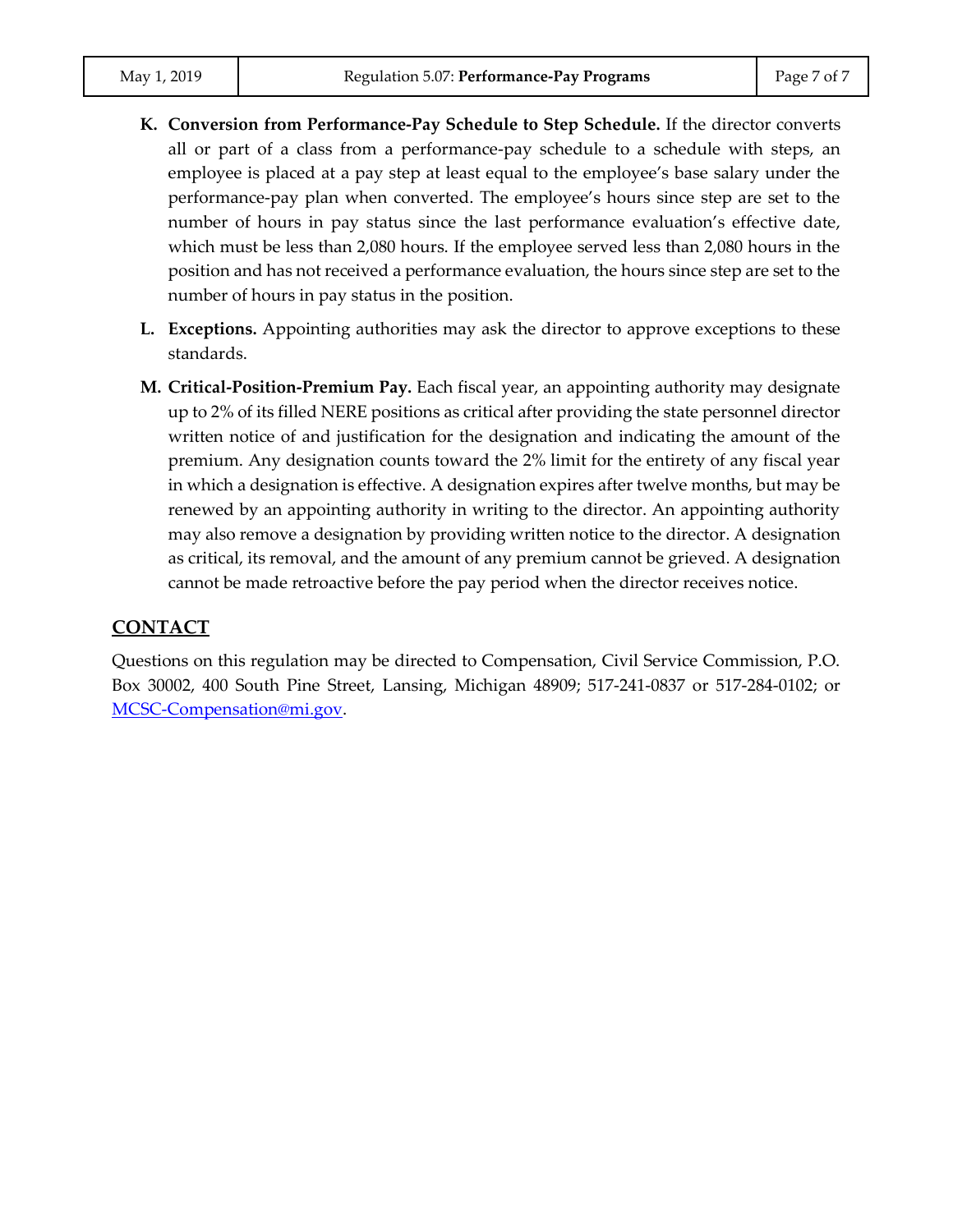**K. Conversion from Performance-Pay Schedule to Step Schedule.** If the director converts all or part of a class from a performance-pay schedule to a schedule with steps, an employee is placed at a pay step at least equal to the employee's base salary under the performance-pay plan when converted. The employee's hours since step are set to the number of hours in pay status since the last performance evaluation's effective date, which must be less than 2,080 hours. If the employee served less than 2,080 hours in the position and has not received a performance evaluation, the hours since step are set to the number of hours in pay status in the position.

**L. Exceptions.** Appointing authorities may ask the director to approve exceptions to these standards.

**M. Critical-Position-Premium Pay.** Each fiscal year, an appointing authority may designate up to 2% of its filled NERE positions as critical after providing the state personnel director written notice of and justification for the designation and indicating the amount of the premium. Any designation counts toward the 2% limit for the entirety of any fiscal year in which a designation is effective. A designation expires after twelve months, but may be renewed by an appointing authority in writing to the director. An appointing authority may also remove a designation by providing written notice to the director. A designation as critical, its removal, and the amount of any premium cannot be grieved. A designation cannot be made retroactive before the pay period when the director receives notice.

## CONTACT

Questions on this regulation may be directed to Compensation, Civil Service Commission, P.O. Box 30002, 400 South Pine Street, Lansing, Michigan 48909; 517-241-0837 or 517-284-0102; or MCSC-Compensation@mi.gov.